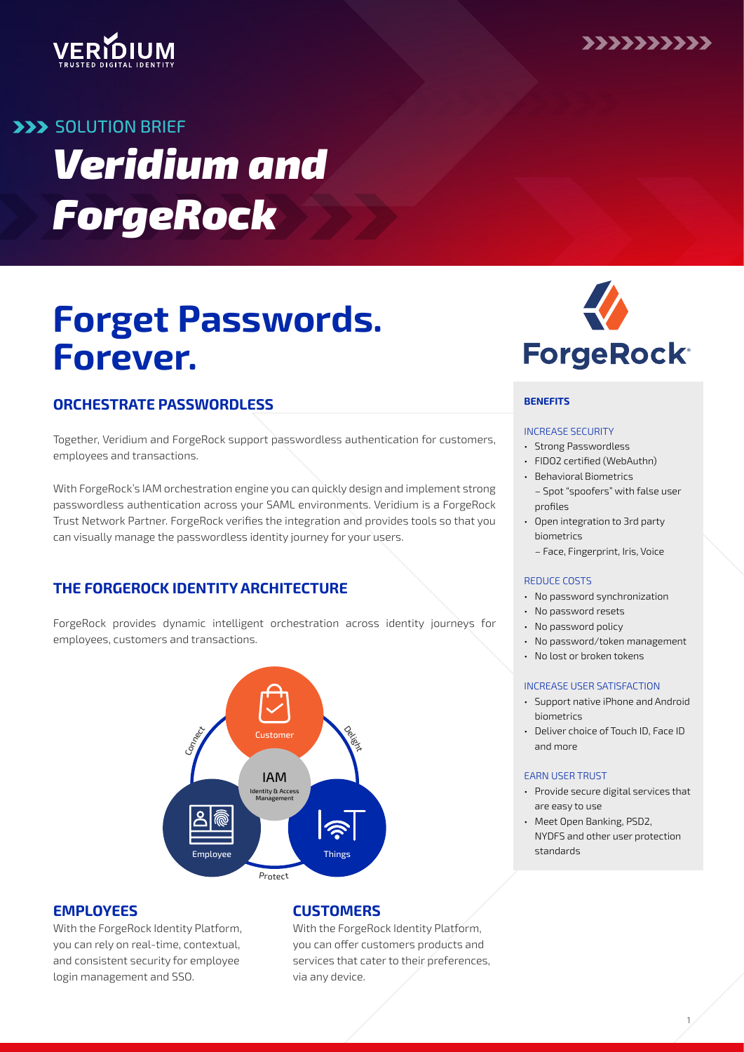SOLUTION BRIEF

# Veridium and ForgeRock

# Forget Passwords. Forever.

## ORCHESTRATE PASSWORDLESS

Together, Veridium and ForgeRock support passwordless authentication for customers, employees and transactions.

With ForgeRock's IAM orchestration engine you can quickly design and implement strong passwordless authentication across your SAML environments. Veridium is a ForgeRock Trust Network Partner. ForgeRock verifies the integration and provides tools so that you can visually manage the passwordless identity journey for your users.

## THE FORGEROCK IDENTITY ARCHITECTURE

ForgeRock provides dynamic intelligent orchestration across identity journeys for employees, customers and transactions.

Customer · Employee · Things · IAM (Identity & Access Management) · Connect · Delight · Protect

### EMPLOYEES

With the ForgeRock Identity Platform, you can rely on real-time, contextual, and consistent security for employee login management and SSO.

### CUSTOMERS

With the ForgeRock Identity Platform, you can offer customers products and services that cater to their preferences, via any device.

### BENEFITS

**INCREASE SECURITY**

- Strong Passwordless
- FIDO2 certified (WebAuthn)
- Behavioral Biometrics
  – Spot "spoofers" with false user profiles
- Open integration to 3rd party biometrics
  – Face, Fingerprint, Iris, Voice

**REDUCE COSTS**

- No password synchronization
- No password resets
- No password policy
- No password/token management
- No lost or broken tokens

**INCREASE USER SATISFACTION**

- Support native iPhone and Android biometrics
- Deliver choice of Touch ID, Face ID and more

**EARN USER TRUST**

- Provide secure digital services that are easy to use
- Meet Open Banking, PSD2, NYDFS and other user protection standards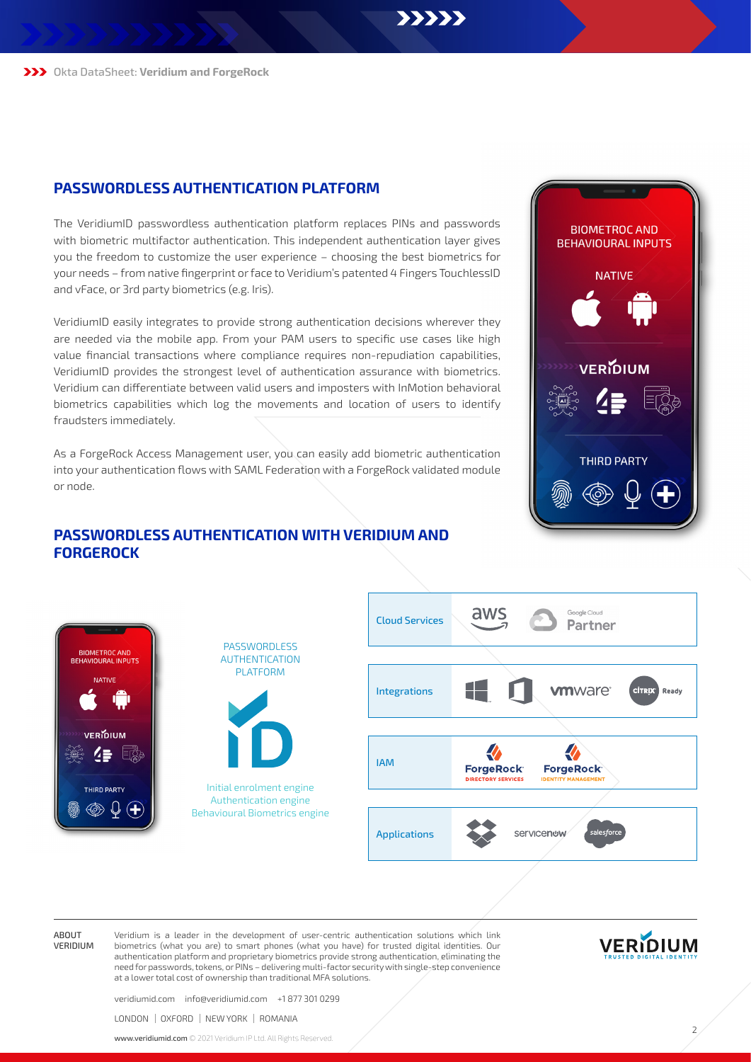## PASSWORDLESS AUTHENTICATION PLATFORM

The VeridiumID passwordless authentication platform replaces PINs and passwords with biometric multifactor authentication. This independent authentication layer gives you the freedom to customize the user experience – choosing the best biometrics for your needs – from native fingerprint or face to Veridium's patented 4 Fingers TouchlessID and vFace, or 3rd party biometrics (e.g. Iris).

VeridiumID easily integrates to provide strong authentication decisions wherever they are needed via the mobile app. From your PAM users to specific use cases like high value financial transactions where compliance requires non-repudiation capabilities, VeridiumID provides the strongest level of authentication assurance with biometrics. Veridium can differentiate between valid users and imposters with InMotion behavioral biometrics capabilities which log the movements and location of users to identify fraudsters immediately.

As a ForgeRock Access Management user, you can easily add biometric authentication into your authentication flows with SAML Federation with a ForgeRock validated module or node.

BIOMETROC AND BEHAVIOURAL INPUTS

NATIVE

VERIDIUM

THIRD PARTY

## PASSWORDLESS AUTHENTICATION WITH VERIDIUM AND FORGEROCK

BIOMETROC AND BEHAVIOURAL INPUTS

NATIVE

VERIDIUM

THIRD PARTY

PASSWORDLESS AUTHENTICATION PLATFORM

Initial enrolment engine
Authentication engine
Behavioural Biometrics engine

| | |
|---|---|
| Cloud Services | aws, Google Cloud Partner |
| Integrations | vmware, CITRIX Ready |
| IAM | ForgeRock DIRECTORY SERVICES, ForgeRock IDENTITY MANAGEMENT |
| Applications | servicenow, salesforce |

ABOUT VERIDIUM

Veridium is a leader in the development of user-centric authentication solutions which link biometrics (what you are) to smart phones (what you have) for trusted digital identities. Our authentication platform and proprietary biometrics provide strong authentication, eliminating the need for passwords, tokens, or PINs – delivering multi-factor security with single-step convenience at a lower total cost of ownership than traditional MFA solutions.

veridiumid.com info@veridiumid.com +1 877 301 0299

LONDON | OXFORD | NEW YORK | ROMANIA

www.veridiumid.com © 2021 Veridium IP Ltd. All Rights Reserved.

VERIDIUM TRUSTED DIGITAL IDENTITY